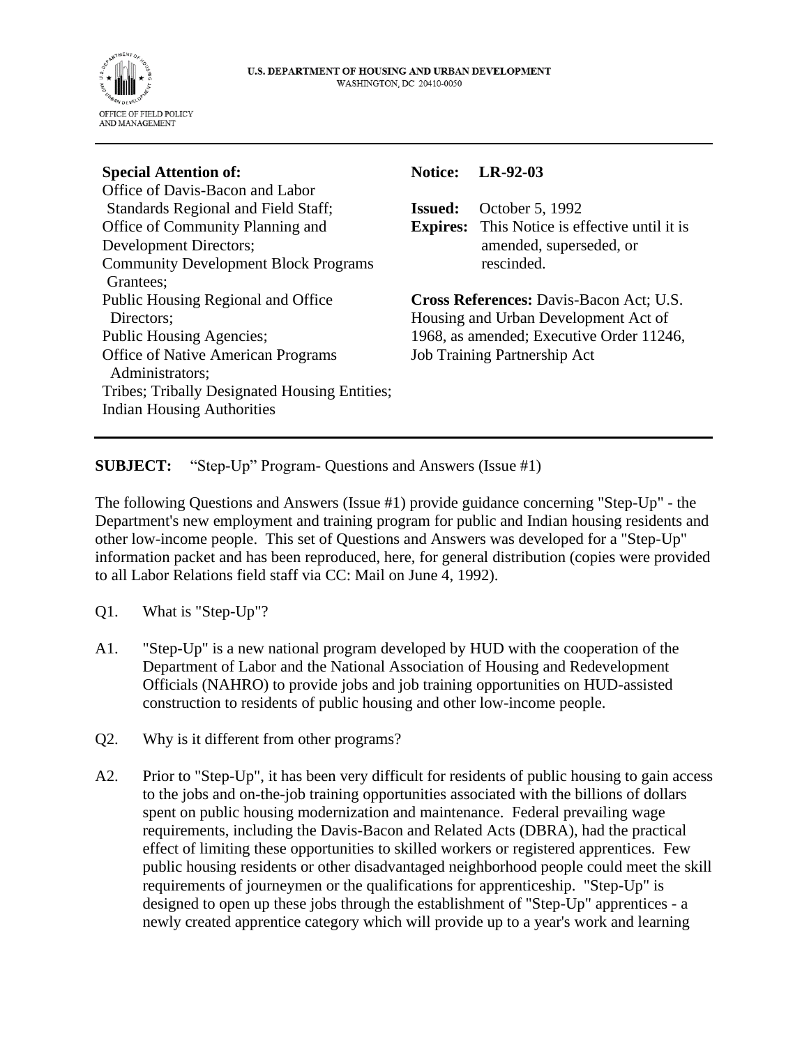U.S. DEPARTMENT OF HOUSING AND URBAN DEVELOPMENT
WASHINGTON, DC 20410-0050

OFFICE OF FIELD POLICY AND MANAGEMENT

---

**Special Attention of:**
Office of Davis-Bacon and Labor Standards Regional and Field Staff;
Office of Community Planning and Development Directors;
Community Development Block Programs Grantees;
Public Housing Regional and Office Directors;
Public Housing Agencies;
Office of Native American Programs Administrators;
Tribes; Tribally Designated Housing Entities;
Indian Housing Authorities

**Notice: LR-92-03**

**Issued:** October 5, 1992
**Expires:** This Notice is effective until it is amended, superseded, or rescinded.

**Cross References:** Davis-Bacon Act; U.S. Housing and Urban Development Act of 1968, as amended; Executive Order 11246, Job Training Partnership Act

---

**SUBJECT:** "Step-Up" Program- Questions and Answers (Issue #1)

The following Questions and Answers (Issue #1) provide guidance concerning "Step-Up" - the Department's new employment and training program for public and Indian housing residents and other low-income people. This set of Questions and Answers was developed for a "Step-Up" information packet and has been reproduced, here, for general distribution (copies were provided to all Labor Relations field staff via CC: Mail on June 4, 1992).

Q1. What is "Step-Up"?

A1. "Step-Up" is a new national program developed by HUD with the cooperation of the Department of Labor and the National Association of Housing and Redevelopment Officials (NAHRO) to provide jobs and job training opportunities on HUD-assisted construction to residents of public housing and other low-income people.

Q2. Why is it different from other programs?

A2. Prior to "Step-Up", it has been very difficult for residents of public housing to gain access to the jobs and on-the-job training opportunities associated with the billions of dollars spent on public housing modernization and maintenance. Federal prevailing wage requirements, including the Davis-Bacon and Related Acts (DBRA), had the practical effect of limiting these opportunities to skilled workers or registered apprentices. Few public housing residents or other disadvantaged neighborhood people could meet the skill requirements of journeymen or the qualifications for apprenticeship. "Step-Up" is designed to open up these jobs through the establishment of "Step-Up" apprentices - a newly created apprentice category which will provide up to a year's work and learning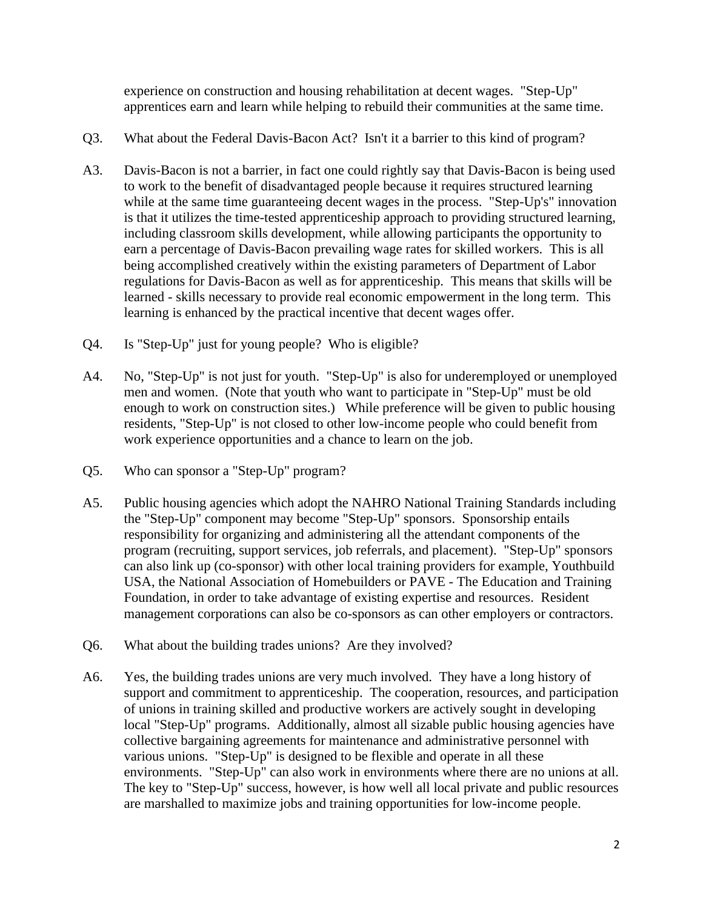experience on construction and housing rehabilitation at decent wages. "Step-Up" apprentices earn and learn while helping to rebuild their communities at the same time.

Q3. What about the Federal Davis-Bacon Act? Isn't it a barrier to this kind of program?

A3. Davis-Bacon is not a barrier, in fact one could rightly say that Davis-Bacon is being used to work to the benefit of disadvantaged people because it requires structured learning while at the same time guaranteeing decent wages in the process. "Step-Up's" innovation is that it utilizes the time-tested apprenticeship approach to providing structured learning, including classroom skills development, while allowing participants the opportunity to earn a percentage of Davis-Bacon prevailing wage rates for skilled workers. This is all being accomplished creatively within the existing parameters of Department of Labor regulations for Davis-Bacon as well as for apprenticeship. This means that skills will be learned - skills necessary to provide real economic empowerment in the long term. This learning is enhanced by the practical incentive that decent wages offer.

Q4. Is "Step-Up" just for young people? Who is eligible?

A4. No, "Step-Up" is not just for youth. "Step-Up" is also for underemployed or unemployed men and women. (Note that youth who want to participate in "Step-Up" must be old enough to work on construction sites.) While preference will be given to public housing residents, "Step-Up" is not closed to other low-income people who could benefit from work experience opportunities and a chance to learn on the job.

Q5. Who can sponsor a "Step-Up" program?

A5. Public housing agencies which adopt the NAHRO National Training Standards including the "Step-Up" component may become "Step-Up" sponsors. Sponsorship entails responsibility for organizing and administering all the attendant components of the program (recruiting, support services, job referrals, and placement). "Step-Up" sponsors can also link up (co-sponsor) with other local training providers for example, Youthbuild USA, the National Association of Homebuilders or PAVE - The Education and Training Foundation, in order to take advantage of existing expertise and resources. Resident management corporations can also be co-sponsors as can other employers or contractors.

Q6. What about the building trades unions? Are they involved?

A6. Yes, the building trades unions are very much involved. They have a long history of support and commitment to apprenticeship. The cooperation, resources, and participation of unions in training skilled and productive workers are actively sought in developing local "Step-Up" programs. Additionally, almost all sizable public housing agencies have collective bargaining agreements for maintenance and administrative personnel with various unions. "Step-Up" is designed to be flexible and operate in all these environments. "Step-Up" can also work in environments where there are no unions at all. The key to "Step-Up" success, however, is how well all local private and public resources are marshalled to maximize jobs and training opportunities for low-income people.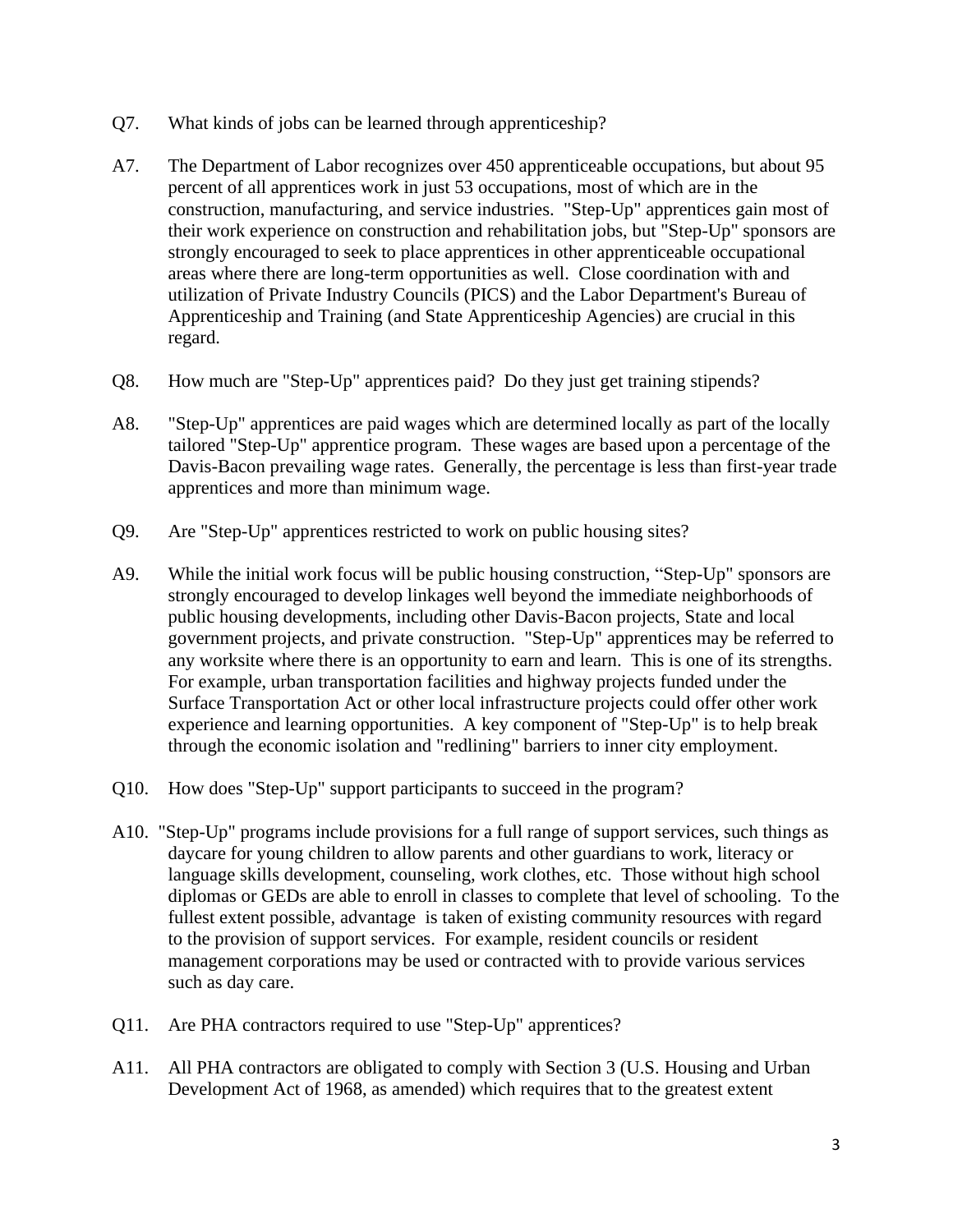Q7. What kinds of jobs can be learned through apprenticeship?

A7. The Department of Labor recognizes over 450 apprenticeable occupations, but about 95 percent of all apprentices work in just 53 occupations, most of which are in the construction, manufacturing, and service industries. "Step-Up" apprentices gain most of their work experience on construction and rehabilitation jobs, but "Step-Up" sponsors are strongly encouraged to seek to place apprentices in other apprenticeable occupational areas where there are long-term opportunities as well. Close coordination with and utilization of Private Industry Councils (PICS) and the Labor Department's Bureau of Apprenticeship and Training (and State Apprenticeship Agencies) are crucial in this regard.

Q8. How much are "Step-Up" apprentices paid? Do they just get training stipends?

A8. "Step-Up" apprentices are paid wages which are determined locally as part of the locally tailored "Step-Up" apprentice program. These wages are based upon a percentage of the Davis-Bacon prevailing wage rates. Generally, the percentage is less than first-year trade apprentices and more than minimum wage.

Q9. Are "Step-Up" apprentices restricted to work on public housing sites?

A9. While the initial work focus will be public housing construction, "Step-Up" sponsors are strongly encouraged to develop linkages well beyond the immediate neighborhoods of public housing developments, including other Davis-Bacon projects, State and local government projects, and private construction. "Step-Up" apprentices may be referred to any worksite where there is an opportunity to earn and learn. This is one of its strengths. For example, urban transportation facilities and highway projects funded under the Surface Transportation Act or other local infrastructure projects could offer other work experience and learning opportunities. A key component of "Step-Up" is to help break through the economic isolation and "redlining" barriers to inner city employment.

Q10. How does "Step-Up" support participants to succeed in the program?

A10. "Step-Up" programs include provisions for a full range of support services, such things as daycare for young children to allow parents and other guardians to work, literacy or language skills development, counseling, work clothes, etc. Those without high school diplomas or GEDs are able to enroll in classes to complete that level of schooling. To the fullest extent possible, advantage is taken of existing community resources with regard to the provision of support services. For example, resident councils or resident management corporations may be used or contracted with to provide various services such as day care.

Q11. Are PHA contractors required to use "Step-Up" apprentices?

A11. All PHA contractors are obligated to comply with Section 3 (U.S. Housing and Urban Development Act of 1968, as amended) which requires that to the greatest extent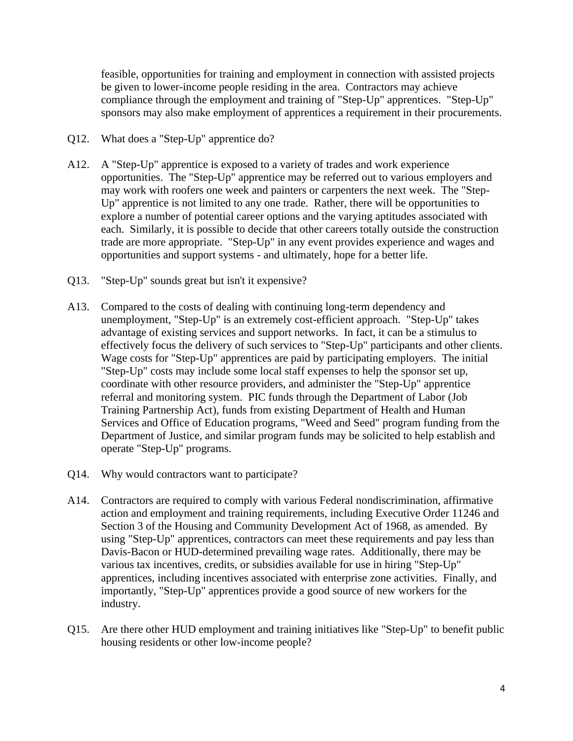feasible, opportunities for training and employment in connection with assisted projects be given to lower-income people residing in the area. Contractors may achieve compliance through the employment and training of "Step-Up" apprentices. "Step-Up" sponsors may also make employment of apprentices a requirement in their procurements.

Q12. What does a "Step-Up" apprentice do?

A12. A "Step-Up" apprentice is exposed to a variety of trades and work experience opportunities. The "Step-Up" apprentice may be referred out to various employers and may work with roofers one week and painters or carpenters the next week. The "Step-Up" apprentice is not limited to any one trade. Rather, there will be opportunities to explore a number of potential career options and the varying aptitudes associated with each. Similarly, it is possible to decide that other careers totally outside the construction trade are more appropriate. "Step-Up" in any event provides experience and wages and opportunities and support systems - and ultimately, hope for a better life.

Q13. "Step-Up" sounds great but isn't it expensive?

A13. Compared to the costs of dealing with continuing long-term dependency and unemployment, "Step-Up" is an extremely cost-efficient approach. "Step-Up" takes advantage of existing services and support networks. In fact, it can be a stimulus to effectively focus the delivery of such services to "Step-Up" participants and other clients. Wage costs for "Step-Up" apprentices are paid by participating employers. The initial "Step-Up" costs may include some local staff expenses to help the sponsor set up, coordinate with other resource providers, and administer the "Step-Up" apprentice referral and monitoring system. PIC funds through the Department of Labor (Job Training Partnership Act), funds from existing Department of Health and Human Services and Office of Education programs, "Weed and Seed" program funding from the Department of Justice, and similar program funds may be solicited to help establish and operate "Step-Up" programs.

Q14. Why would contractors want to participate?

A14. Contractors are required to comply with various Federal nondiscrimination, affirmative action and employment and training requirements, including Executive Order 11246 and Section 3 of the Housing and Community Development Act of 1968, as amended. By using "Step-Up" apprentices, contractors can meet these requirements and pay less than Davis-Bacon or HUD-determined prevailing wage rates. Additionally, there may be various tax incentives, credits, or subsidies available for use in hiring "Step-Up" apprentices, including incentives associated with enterprise zone activities. Finally, and importantly, "Step-Up" apprentices provide a good source of new workers for the industry.

Q15. Are there other HUD employment and training initiatives like "Step-Up" to benefit public housing residents or other low-income people?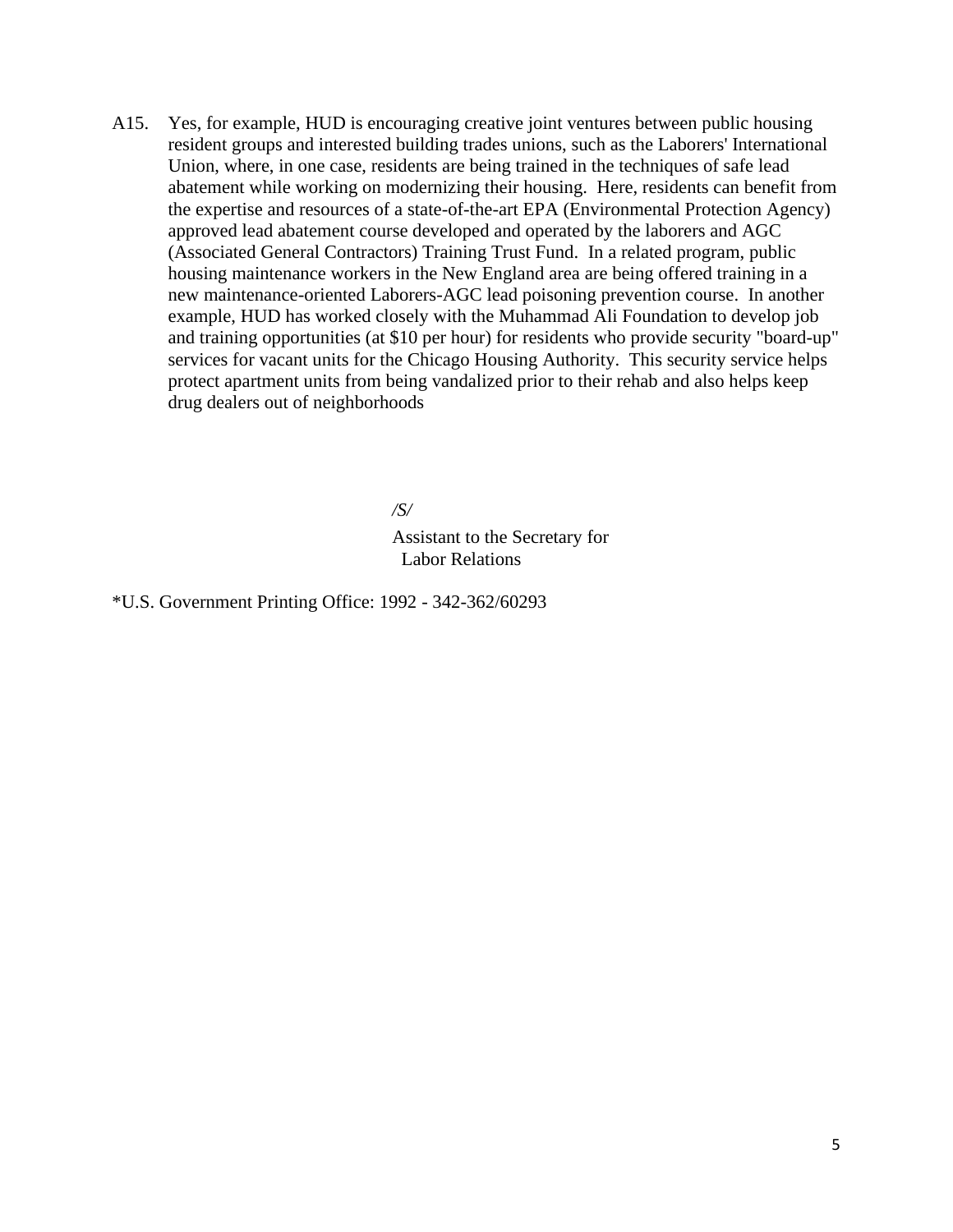A15. Yes, for example, HUD is encouraging creative joint ventures between public housing resident groups and interested building trades unions, such as the Laborers' International Union, where, in one case, residents are being trained in the techniques of safe lead abatement while working on modernizing their housing. Here, residents can benefit from the expertise and resources of a state-of-the-art EPA (Environmental Protection Agency) approved lead abatement course developed and operated by the laborers and AGC (Associated General Contractors) Training Trust Fund. In a related program, public housing maintenance workers in the New England area are being offered training in a new maintenance-oriented Laborers-AGC lead poisoning prevention course. In another example, HUD has worked closely with the Muhammad Ali Foundation to develop job and training opportunities (at $10 per hour) for residents who provide security "board-up" services for vacant units for the Chicago Housing Authority. This security service helps protect apartment units from being vandalized prior to their rehab and also helps keep drug dealers out of neighborhoods

*/S/*

Assistant to the Secretary for
Labor Relations

*U.S. Government Printing Office: 1992 - 342-362/60293